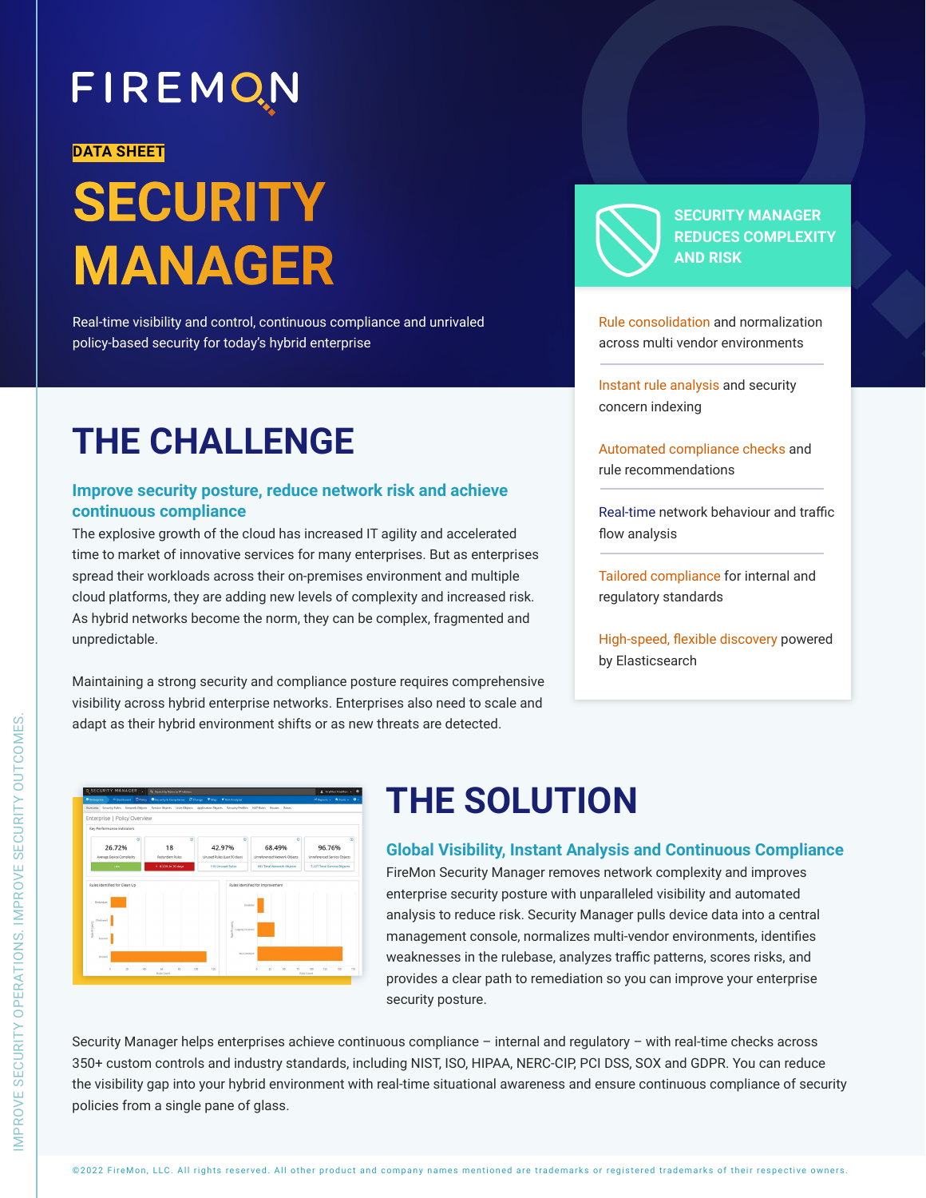FIREMON

DATA SHEET

# SECURITY MANAGER

Real-time visibility and control, continuous compliance and unrivaled policy-based security for today's hybrid enterprise

## SECURITY MANAGER REDUCES COMPLEXITY AND RISK

- Rule consolidation and normalization across multi vendor environments
- Instant rule analysis and security concern indexing
- Automated compliance checks and rule recommendations
- Real-time network behaviour and traffic flow analysis
- Tailored compliance for internal and regulatory standards
- High-speed, flexible discovery powered by Elasticsearch

## THE CHALLENGE

### Improve security posture, reduce network risk and achieve continuous compliance

The explosive growth of the cloud has increased IT agility and accelerated time to market of innovative services for many enterprises. But as enterprises spread their workloads across their on-premises environment and multiple cloud platforms, they are adding new levels of complexity and increased risk. As hybrid networks become the norm, they can be complex, fragmented and unpredictable.

Maintaining a strong security and compliance posture requires comprehensive visibility across hybrid enterprise networks. Enterprises also need to scale and adapt as their hybrid environment shifts or as new threats are detected.

## THE SOLUTION

### Global Visibility, Instant Analysis and Continuous Compliance

FireMon Security Manager removes network complexity and improves enterprise security posture with unparalleled visibility and automated analysis to reduce risk. Security Manager pulls device data into a central management console, normalizes multi-vendor environments, identifies weaknesses in the rulebase, analyzes traffic patterns, scores risks, and provides a clear path to remediation so you can improve your enterprise security posture.

Security Manager helps enterprises achieve continuous compliance – internal and regulatory – with real-time checks across 350+ custom controls and industry standards, including NIST, ISO, HIPAA, NERC-CIP, PCI DSS, SOX and GDPR. You can reduce the visibility gap into your hybrid environment with real-time situational awareness and ensure continuous compliance of security policies from a single pane of glass.

©2022 FireMon, LLC. All rights reserved. All other product and company names mentioned are trademarks or registered trademarks of their respective owners.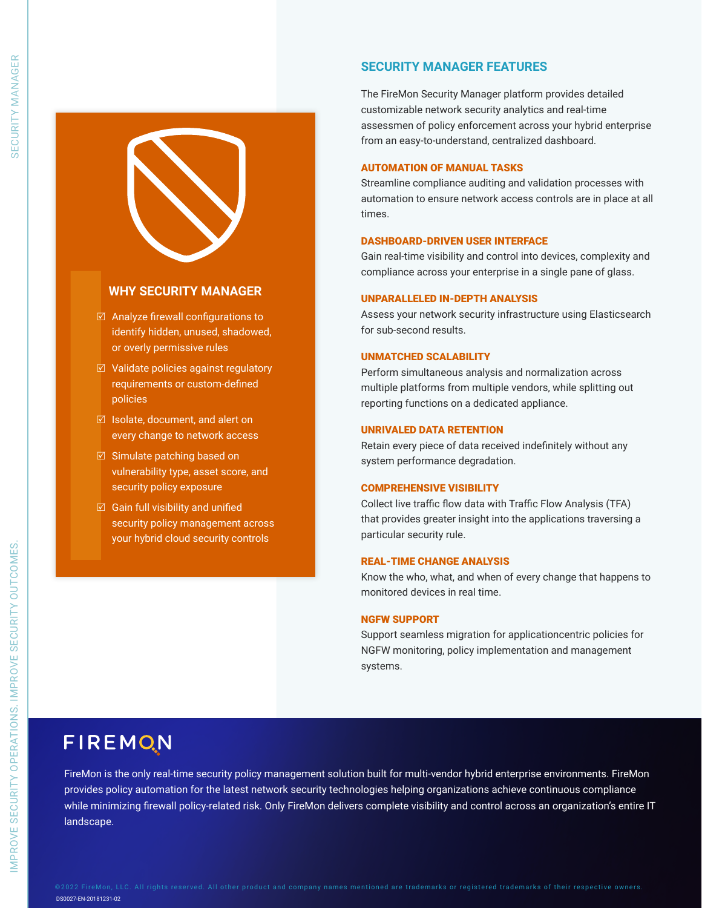## WHY SECURITY MANAGER

- ☑ Analyze firewall configurations to identify hidden, unused, shadowed, or overly permissive rules
- ☑ Validate policies against regulatory requirements or custom-defined policies
- ☑ Isolate, document, and alert on every change to network access
- ☑ Simulate patching based on vulnerability type, asset score, and security policy exposure
- ☑ Gain full visibility and unified security policy management across your hybrid cloud security controls

## SECURITY MANAGER FEATURES

The FireMon Security Manager platform provides detailed customizable network security analytics and real-time assessmen of policy enforcement across your hybrid enterprise from an easy-to-understand, centralized dashboard.

### AUTOMATION OF MANUAL TASKS

Streamline compliance auditing and validation processes with automation to ensure network access controls are in place at all times.

### DASHBOARD-DRIVEN USER INTERFACE

Gain real-time visibility and control into devices, complexity and compliance across your enterprise in a single pane of glass.

### UNPARALLELED IN-DEPTH ANALYSIS

Assess your network security infrastructure using Elasticsearch for sub-second results.

### UNMATCHED SCALABILITY

Perform simultaneous analysis and normalization across multiple platforms from multiple vendors, while splitting out reporting functions on a dedicated appliance.

### UNRIVALED DATA RETENTION

Retain every piece of data received indefinitely without any system performance degradation.

### COMPREHENSIVE VISIBILITY

Collect live traffic flow data with Traffic Flow Analysis (TFA) that provides greater insight into the applications traversing a particular security rule.

### REAL-TIME CHANGE ANALYSIS

Know the who, what, and when of every change that happens to monitored devices in real time.

### NGFW SUPPORT

Support seamless migration for applicationcentric policies for NGFW monitoring, policy implementation and management systems.

## FIREMON

FireMon is the only real-time security policy management solution built for multi-vendor hybrid enterprise environments. FireMon provides policy automation for the latest network security technologies helping organizations achieve continuous compliance while minimizing firewall policy-related risk. Only FireMon delivers complete visibility and control across an organization's entire IT landscape.

©2022 FireMon, LLC. All rights reserved. All other product and company names mentioned are trademarks or registered trademarks of their respective owners.

DS0027-EN-20181231-02